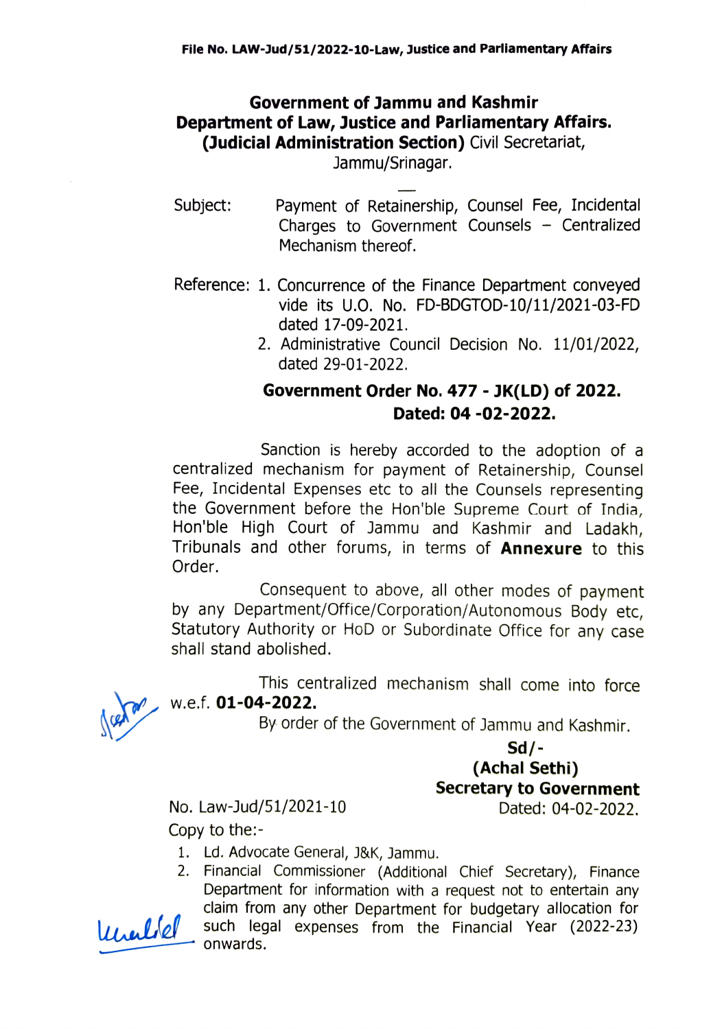File No. LAW-Jud/51/2022-10-Law, Justice and Parliamentary Affairs

**Government of Jammu and Kashmir**
**Department of Law, Justice and Parliamentary Affairs.**
**(Judicial Administration Section)** Civil Secretariat, Jammu/Srinagar.

Subject: Payment of Retainership, Counsel Fee, Incidental Charges to Government Counsels – Centralized Mechanism thereof.

Reference:
1. Concurrence of the Finance Department conveyed vide its U.O. No. FD-BDGTOD-10/11/2021-03-FD dated 17-09-2021.
2. Administrative Council Decision No. 11/01/2022, dated 29-01-2022.

**Government Order No. 477 - JK(LD) of 2022.**
**Dated: 04 -02-2022.**

Sanction is hereby accorded to the adoption of a centralized mechanism for payment of Retainership, Counsel Fee, Incidental Expenses etc to all the Counsels representing the Government before the Hon'ble Supreme Court of India, Hon'ble High Court of Jammu and Kashmir and Ladakh, Tribunals and other forums, in terms of **Annexure** to this Order.

Consequent to above, all other modes of payment by any Department/Office/Corporation/Autonomous Body etc, Statutory Authority or HoD or Subordinate Office for any case shall stand abolished.

This centralized mechanism shall come into force w.e.f. **01-04-2022.**

By order of the Government of Jammu and Kashmir.

**Sd/-**
**(Achal Sethi)**
**Secretary to Government**

No. Law-Jud/51/2021-10 Dated: 04-02-2022.

Copy to the:-

1. Ld. Advocate General, J&K, Jammu.
2. Financial Commissioner (Additional Chief Secretary), Finance Department for information with a request not to entertain any claim from any other Department for budgetary allocation for such legal expenses from the Financial Year (2022-23) onwards.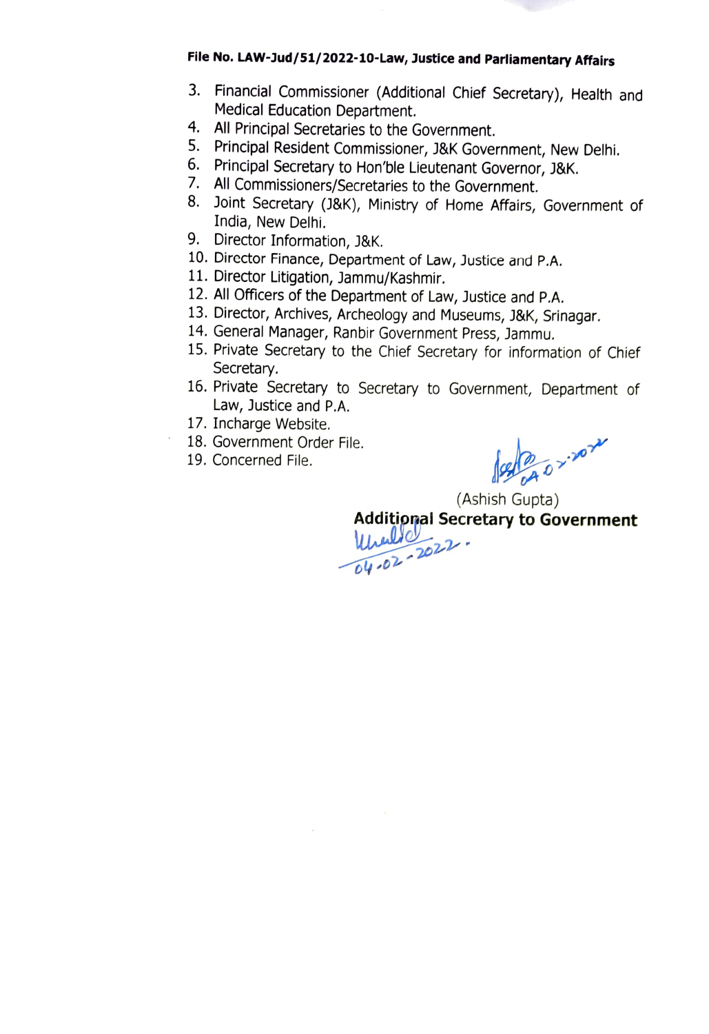File No. LAW-Jud/51/2022-10-Law, Justice and Parliamentary Affairs

3. Financial Commissioner (Additional Chief Secretary), Health and Medical Education Department.
4. All Principal Secretaries to the Government.
5. Principal Resident Commissioner, J&K Government, New Delhi.
6. Principal Secretary to Hon'ble Lieutenant Governor, J&K.
7. All Commissioners/Secretaries to the Government.
8. Joint Secretary (J&K), Ministry of Home Affairs, Government of India, New Delhi.
9. Director Information, J&K.
10. Director Finance, Department of Law, Justice and P.A.
11. Director Litigation, Jammu/Kashmir.
12. All Officers of the Department of Law, Justice and P.A.
13. Director, Archives, Archeology and Museums, J&K, Srinagar.
14. General Manager, Ranbir Government Press, Jammu.
15. Private Secretary to the Chief Secretary for information of Chief Secretary.
16. Private Secretary to Secretary to Government, Department of Law, Justice and P.A.
17. Incharge Website.
18. Government Order File.
19. Concerned File.

04.02.2022

(Ashish Gupta)

**Additional Secretary to Government**

04.02.2022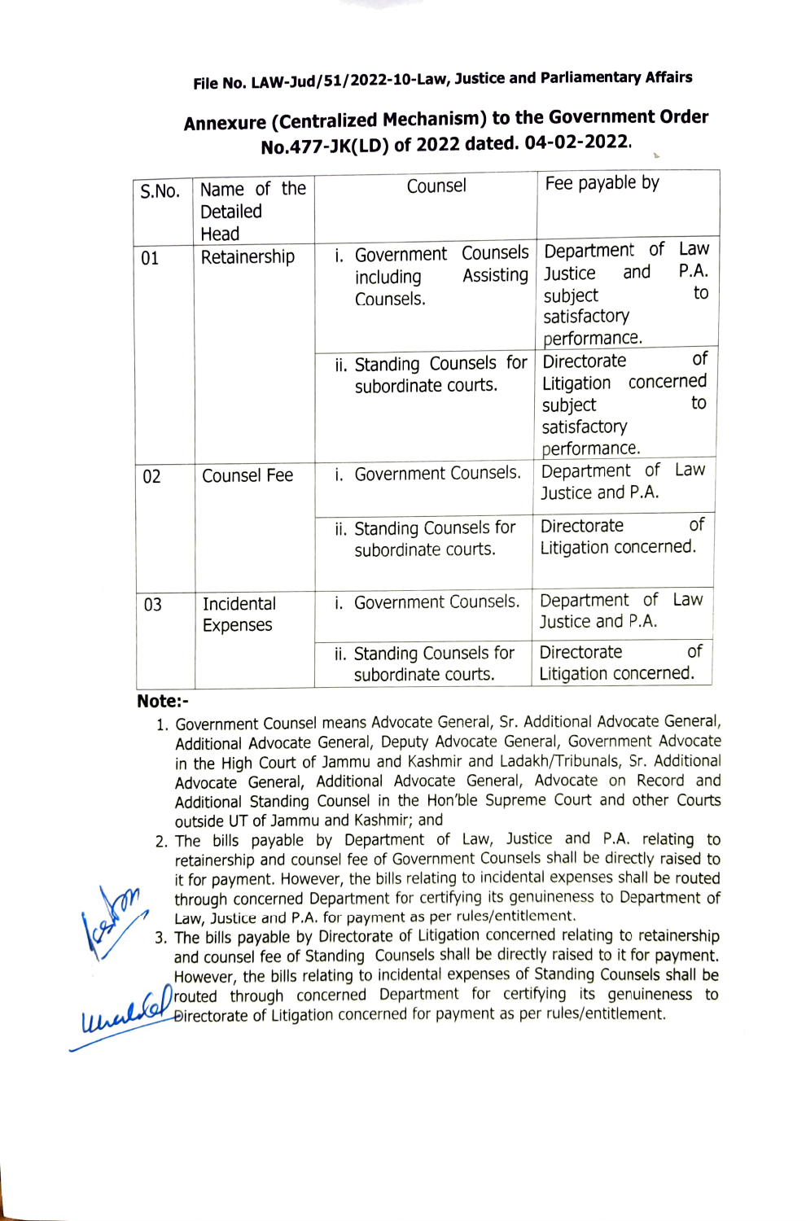**File No. LAW-Jud/51/2022-10-Law, Justice and Parliamentary Affairs**

## Annexure (Centralized Mechanism) to the Government Order No.477-JK(LD) of 2022 dated. 04-02-2022.

| S.No. | Name of the Detailed Head | Counsel | Fee payable by |
|---|---|---|---|
| 01 | Retainership | i. Government Counsels including Assisting Counsels. | Department of Law Justice and P.A. subject to satisfactory performance. |
| | | ii. Standing Counsels for subordinate courts. | Directorate of Litigation concerned subject to satisfactory performance. |
| 02 | Counsel Fee | i. Government Counsels. | Department of Law Justice and P.A. |
| | | ii. Standing Counsels for subordinate courts. | Directorate of Litigation concerned. |
| 03 | Incidental Expenses | i. Government Counsels. | Department of Law Justice and P.A. |
| | | ii. Standing Counsels for subordinate courts. | Directorate of Litigation concerned. |

**Note:-**

1. Government Counsel means Advocate General, Sr. Additional Advocate General, Additional Advocate General, Deputy Advocate General, Government Advocate in the High Court of Jammu and Kashmir and Ladakh/Tribunals, Sr. Additional Advocate General, Additional Advocate General, Advocate on Record and Additional Standing Counsel in the Hon'ble Supreme Court and other Courts outside UT of Jammu and Kashmir; and
2. The bills payable by Department of Law, Justice and P.A. relating to retainership and counsel fee of Government Counsels shall be directly raised to it for payment. However, the bills relating to incidental expenses shall be routed through concerned Department for certifying its genuineness to Department of Law, Justice and P.A. for payment as per rules/entitlement.
3. The bills payable by Directorate of Litigation concerned relating to retainership and counsel fee of Standing Counsels shall be directly raised to it for payment. However, the bills relating to incidental expenses of Standing Counsels shall be routed through concerned Department for certifying its genuineness to Directorate of Litigation concerned for payment as per rules/entitlement.